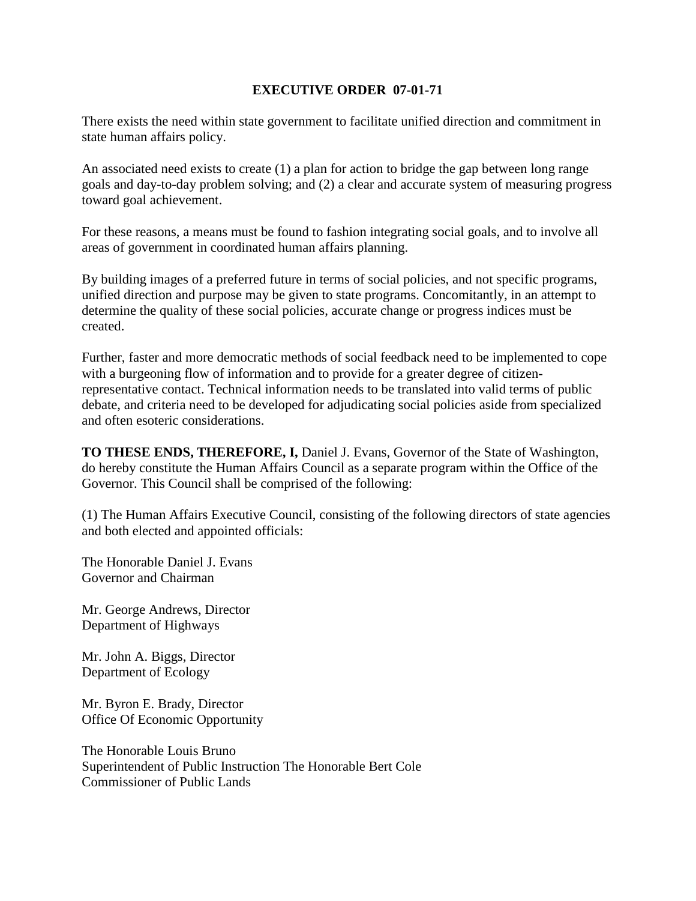# EXECUTIVE ORDER 07-01-71

There exists the need within state government to facilitate unified direction and commitment in state human affairs policy.

An associated need exists to create (1) a plan for action to bridge the gap between long range goals and day-to-day problem solving; and (2) a clear and accurate system of measuring progress toward goal achievement.

For these reasons, a means must be found to fashion integrating social goals, and to involve all areas of government in coordinated human affairs planning.

By building images of a preferred future in terms of social policies, and not specific programs, unified direction and purpose may be given to state programs. Concomitantly, in an attempt to determine the quality of these social policies, accurate change or progress indices must be created.

Further, faster and more democratic methods of social feedback need to be implemented to cope with a burgeoning flow of information and to provide for a greater degree of citizen-representative contact. Technical information needs to be translated into valid terms of public debate, and criteria need to be developed for adjudicating social policies aside from specialized and often esoteric considerations.

**TO THESE ENDS, THEREFORE, I,** Daniel J. Evans, Governor of the State of Washington, do hereby constitute the Human Affairs Council as a separate program within the Office of the Governor. This Council shall be comprised of the following:

(1) The Human Affairs Executive Council, consisting of the following directors of state agencies and both elected and appointed officials:

The Honorable Daniel J. Evans
Governor and Chairman

Mr. George Andrews, Director
Department of Highways

Mr. John A. Biggs, Director
Department of Ecology

Mr. Byron E. Brady, Director
Office Of Economic Opportunity

The Honorable Louis Bruno
Superintendent of Public Instruction The Honorable Bert Cole
Commissioner of Public Lands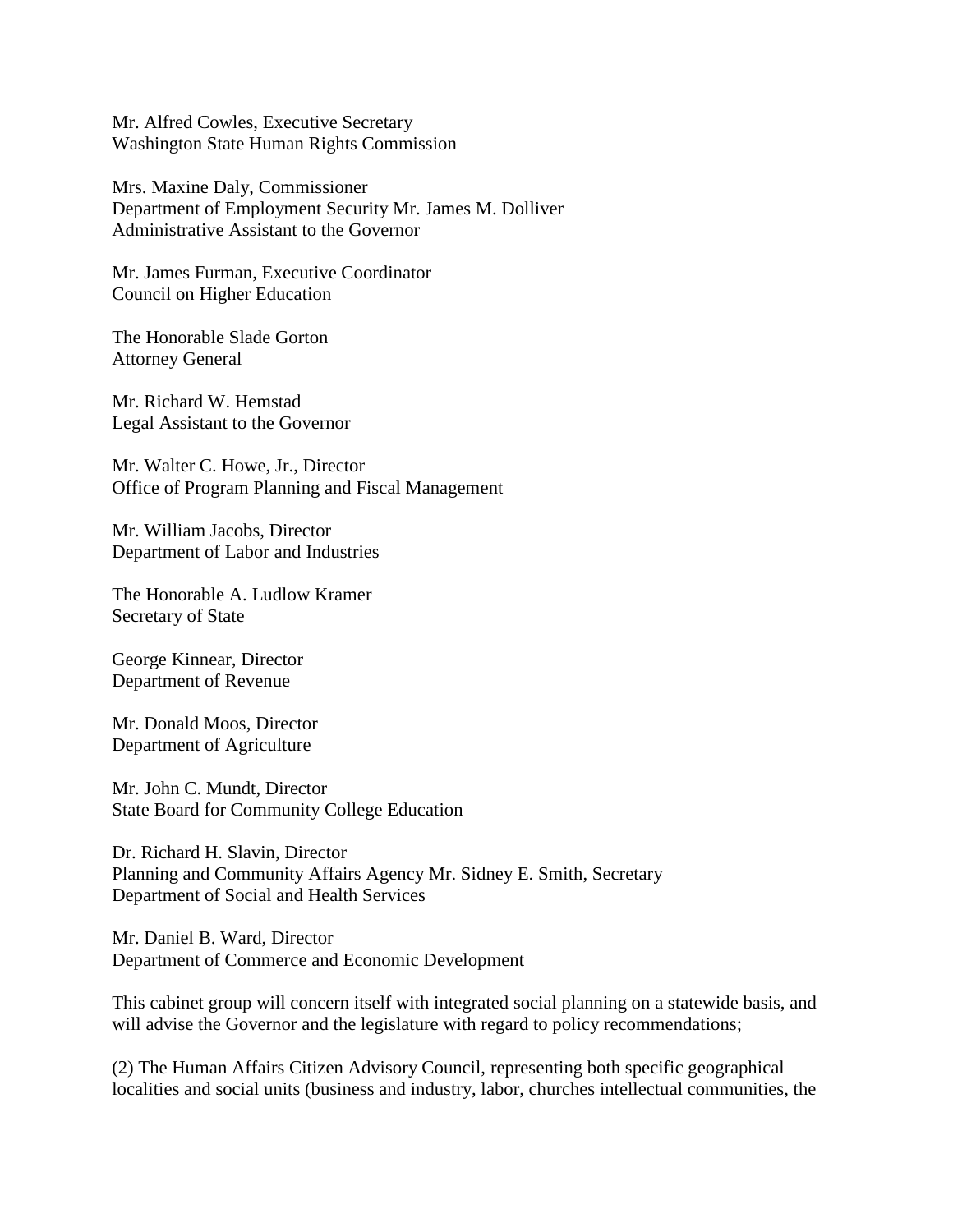Mr. Alfred Cowles, Executive Secretary
Washington State Human Rights Commission

Mrs. Maxine Daly, Commissioner
Department of Employment Security Mr. James M. Dolliver
Administrative Assistant to the Governor

Mr. James Furman, Executive Coordinator
Council on Higher Education

The Honorable Slade Gorton
Attorney General

Mr. Richard W. Hemstad
Legal Assistant to the Governor

Mr. Walter C. Howe, Jr., Director
Office of Program Planning and Fiscal Management

Mr. William Jacobs, Director
Department of Labor and Industries

The Honorable A. Ludlow Kramer
Secretary of State

George Kinnear, Director
Department of Revenue

Mr. Donald Moos, Director
Department of Agriculture

Mr. John C. Mundt, Director
State Board for Community College Education

Dr. Richard H. Slavin, Director
Planning and Community Affairs Agency Mr. Sidney E. Smith, Secretary
Department of Social and Health Services

Mr. Daniel B. Ward, Director
Department of Commerce and Economic Development

This cabinet group will concern itself with integrated social planning on a statewide basis, and will advise the Governor and the legislature with regard to policy recommendations;

(2) The Human Affairs Citizen Advisory Council, representing both specific geographical localities and social units (business and industry, labor, churches intellectual communities, the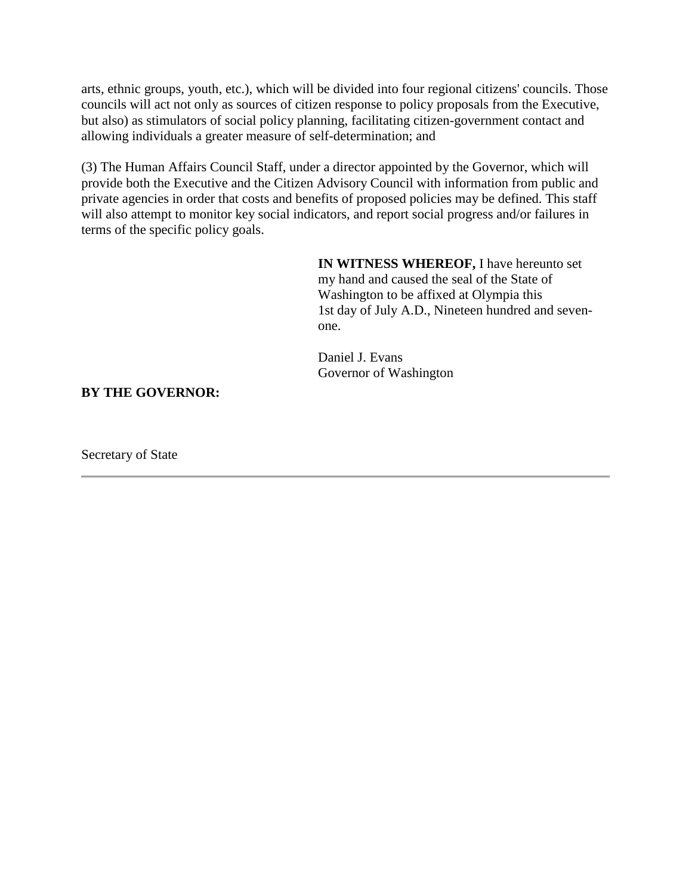arts, ethnic groups, youth, etc.), which will be divided into four regional citizens' councils. Those councils will act not only as sources of citizen response to policy proposals from the Executive, but also) as stimulators of social policy planning, facilitating citizen-government contact and allowing individuals a greater measure of self-determination; and

(3) The Human Affairs Council Staff, under a director appointed by the Governor, which will provide both the Executive and the Citizen Advisory Council with information from public and private agencies in order that costs and benefits of proposed policies may be defined. This staff will also attempt to monitor key social indicators, and report social progress and/or failures in terms of the specific policy goals.

**IN WITNESS WHEREOF,** I have hereunto set my hand and caused the seal of the State of Washington to be affixed at Olympia this 1st day of July A.D., Nineteen hundred and seven-one.

Daniel J. Evans
Governor of Washington

**BY THE GOVERNOR:**

Secretary of State

---